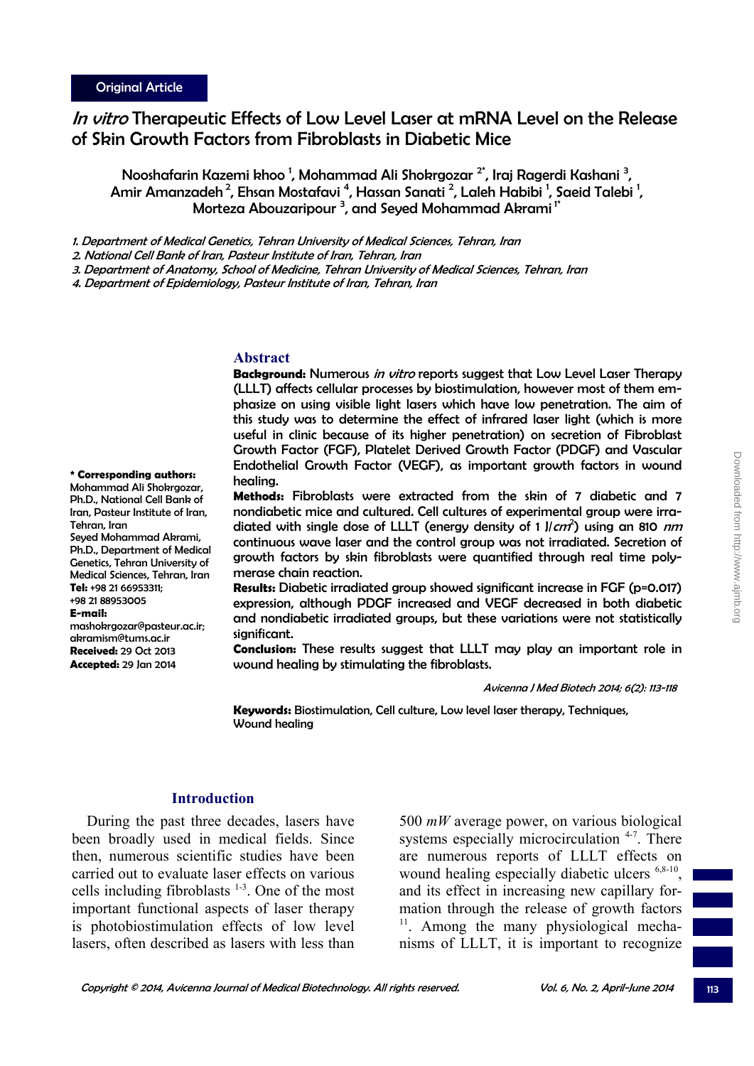Original Article

# *In vitro* Therapeutic Effects of Low Level Laser at mRNA Level on the Release of Skin Growth Factors from Fibroblasts in Diabetic Mice

Nooshafarin Kazemi khoo [1], Mohammad Ali Shokrgozar [2*], Iraj Ragerdi Kashani [3], Amir Amanzadeh [2], Ehsan Mostafavi [4], Hassan Sanati [2], Laleh Habibi [1], Saeid Talebi [1], Morteza Abouzaripour [3], and Seyed Mohammad Akrami [1*]

*1. Department of Medical Genetics, Tehran University of Medical Sciences, Tehran, Iran*
*2. National Cell Bank of Iran, Pasteur Institute of Iran, Tehran, Iran*
*3. Department of Anatomy, School of Medicine, Tehran University of Medical Sciences, Tehran, Iran*
*4. Department of Epidemiology, Pasteur Institute of Iran, Tehran, Iran*

**\* Corresponding authors:**
Mohammad Ali Shokrgozar, Ph.D., National Cell Bank of Iran, Pasteur Institute of Iran, Tehran, Iran
Seyed Mohammad Akrami, Ph.D., Department of Medical Genetics, Tehran University of Medical Sciences, Tehran, Iran
**Tel:** +98 21 66953311; +98 21 88953005
**E-mail:** mashokrgozar@pasteur.ac.ir; akramism@tums.ac.ir
**Received:** 29 Oct 2013
**Accepted:** 29 Jan 2014

## Abstract

**Background:** Numerous *in vitro* reports suggest that Low Level Laser Therapy (LLLT) affects cellular processes by biostimulation, however most of them emphasize on using visible light lasers which have low penetration. The aim of this study was to determine the effect of infrared laser light (which is more useful in clinic because of its higher penetration) on secretion of Fibroblast Growth Factor (FGF), Platelet Derived Growth Factor (PDGF) and Vascular Endothelial Growth Factor (VEGF), as important growth factors in wound healing.

**Methods:** Fibroblasts were extracted from the skin of 7 diabetic and 7 nondiabetic mice and cultured. Cell cultures of experimental group were irradiated with single dose of LLLT (energy density of 1 $J/cm^2$) using an 810 *nm* continuous wave laser and the control group was not irradiated. Secretion of growth factors by skin fibroblasts were quantified through real time polymerase chain reaction.

**Results:** Diabetic irradiated group showed significant increase in FGF ($p=0.017$) expression, although PDGF increased and VEGF decreased in both diabetic and nondiabetic irradiated groups, but these variations were not statistically significant.

**Conclusion:** These results suggest that LLLT may play an important role in wound healing by stimulating the fibroblasts.

**Keywords:** Biostimulation, Cell culture, Low level laser therapy, Techniques, Wound healing

## Introduction

During the past three decades, lasers have been broadly used in medical fields. Since then, numerous scientific studies have been carried out to evaluate laser effects on various cells including fibroblasts [1-3]. One of the most important functional aspects of laser therapy is photobiostimulation effects of low level lasers, often described as lasers with less than 500 *mW* average power, on various biological systems especially microcirculation [4-7]. There are numerous reports of LLLT effects on wound healing especially diabetic ulcers [6,8-10], and its effect in increasing new capillary formation through the release of growth factors [11]. Among the many physiological mechanisms of LLLT, it is important to recognize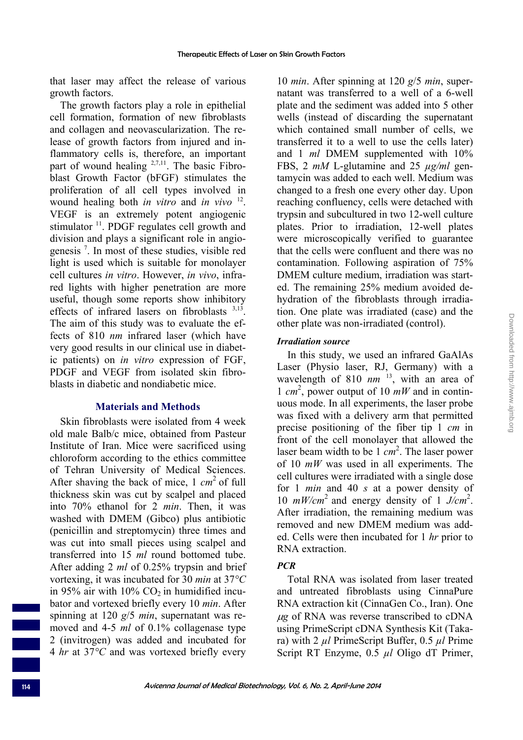that laser may affect the release of various growth factors.

The growth factors play a role in epithelial cell formation, formation of new fibroblasts and collagen and neovascularization. The release of growth factors from injured and inflammatory cells is, therefore, an important part of wound healing [2,7,11]. The basic Fibroblast Growth Factor (bFGF) stimulates the proliferation of all cell types involved in wound healing both *in vitro* and *in vivo* [12]. VEGF is an extremely potent angiogenic stimulator [11]. PDGF regulates cell growth and division and plays a significant role in angiogenesis [7]. In most of these studies, visible red light is used which is suitable for monolayer cell cultures *in vitro*. However, *in vivo*, infrared lights with higher penetration are more useful, though some reports show inhibitory effects of infrared lasers on fibroblasts [3,13]. The aim of this study was to evaluate the effects of 810 *nm* infrared laser (which have very good results in our clinical use in diabetic patients) on *in vitro* expression of FGF, PDGF and VEGF from isolated skin fibroblasts in diabetic and nondiabetic mice.

## Materials and Methods

Skin fibroblasts were isolated from 4 week old male Balb/c mice, obtained from Pasteur Institute of Iran. Mice were sacrificed using chloroform according to the ethics committee of Tehran University of Medical Sciences. After shaving the back of mice, 1 $cm^2$ of full thickness skin was cut by scalpel and placed into 70% ethanol for 2 *min*. Then, it was washed with DMEM (Gibco) plus antibiotic (penicillin and streptomycin) three times and was cut into small pieces using scalpel and transferred into 15 *ml* round bottomed tube. After adding 2 *ml* of 0.25% trypsin and brief vortexing, it was incubated for 30 *min* at 37°*C* in 95% air with 10% $CO_2$ in humidified incubator and vortexed briefly every 10 *min*. After spinning at 120 *g*/5 *min*, supernatant was removed and 4-5 *ml* of 0.1% collagenase type 2 (invitrogen) was added and incubated for 4 *hr* at 37°*C* and was vortexed briefly every 10 *min*. After spinning at 120 *g*/5 *min*, supernatant was transferred to a well of a 6-well plate and the sediment was added into 5 other wells (instead of discarding the supernatant which contained small number of cells, we transferred it to a well to use the cells later) and 1 *ml* DMEM supplemented with 10% FBS, 2 *mM* L-glutamine and 25 *μg/ml* gentamycin was added to each well. Medium was changed to a fresh one every other day. Upon reaching confluency, cells were detached with trypsin and subcultured in two 12-well culture plates. Prior to irradiation, 12-well plates were microscopically verified to guarantee that the cells were confluent and there was no contamination. Following aspiration of 75% DMEM culture medium, irradiation was started. The remaining 25% medium avoided dehydration of the fibroblasts through irradiation. One plate was irradiated (case) and the other plate was non-irradiated (control).

### *Irradiation source*

In this study, we used an infrared GaAlAs Laser (Physio laser, RJ, Germany) with a wavelength of 810 *nm* [13], with an area of 1 $cm^2$, power output of 10 *mW* and in continuous mode. In all experiments, the laser probe was fixed with a delivery arm that permitted precise positioning of the fiber tip 1 *cm* in front of the cell monolayer that allowed the laser beam width to be 1 $cm^2$. The laser power of 10 *mW* was used in all experiments. The cell cultures were irradiated with a single dose for 1 *min* and 40 *s* at a power density of 10 $mW/cm^2$ and energy density of 1 $J/cm^2$. After irradiation, the remaining medium was removed and new DMEM medium was added. Cells were then incubated for 1 *hr* prior to RNA extraction.

### *PCR*

Total RNA was isolated from laser treated and untreated fibroblasts using CinnaPure RNA extraction kit (CinnaGen Co., Iran). One *μg* of RNA was reverse transcribed to cDNA using PrimeScript cDNA Synthesis Kit (Takara) with 2 *μl* PrimeScript Buffer, 0.5 *μl* Prime Script RT Enzyme, 0.5 *μl* Oligo dT Primer,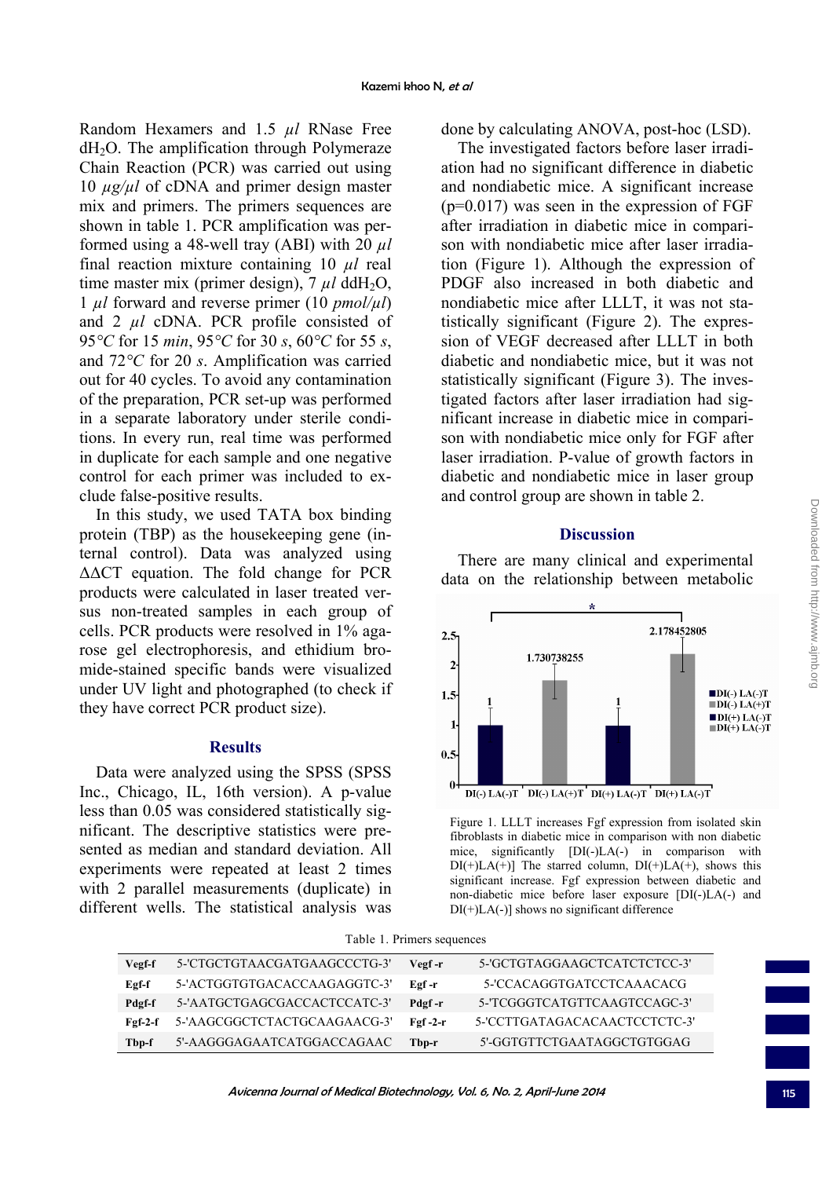Random Hexamers and 1.5 $\mu l$ RNase Free $dH_2O$. The amplification through Polymeraze Chain Reaction (PCR) was carried out using 10 $\mu g/\mu l$ of cDNA and primer design master mix and primers. The primers sequences are shown in table 1. PCR amplification was performed using a 48-well tray (ABI) with 20 $\mu l$ final reaction mixture containing 10 $\mu l$ real time master mix (primer design), 7 $\mu l$ $ddH_2O$, 1 $\mu l$ forward and reverse primer (10 $pmol/\mu l$) and 2 $\mu l$ cDNA. PCR profile consisted of 95$°C$ for 15 *min*, 95$°C$ for 30 *s*, 60$°C$ for 55 *s*, and 72$°C$ for 20 *s*. Amplification was carried out for 40 cycles. To avoid any contamination of the preparation, PCR set-up was performed in a separate laboratory under sterile conditions. In every run, real time was performed in duplicate for each sample and one negative control for each primer was included to exclude false-positive results.

In this study, we used TATA box binding protein (TBP) as the housekeeping gene (internal control). Data was analyzed using $\Delta\Delta CT$ equation. The fold change for PCR products were calculated in laser treated versus non-treated samples in each group of cells. PCR products were resolved in 1% agarose gel electrophoresis, and ethidium bromide-stained specific bands were visualized under UV light and photographed (to check if they have correct PCR product size).

## Results

Data were analyzed using the SPSS (SPSS Inc., Chicago, IL, 16th version). A p-value less than 0.05 was considered statistically significant. The descriptive statistics were presented as median and standard deviation. All experiments were repeated at least 2 times with 2 parallel measurements (duplicate) in different wells. The statistical analysis was done by calculating ANOVA, post-hoc (LSD).

The investigated factors before laser irradiation had no significant difference in diabetic and nondiabetic mice. A significant increase ($p=0.017$) was seen in the expression of FGF after irradiation in diabetic mice in comparison with nondiabetic mice after laser irradiation (Figure 1). Although the expression of PDGF also increased in both diabetic and nondiabetic mice after LLLT, it was not statistically significant (Figure 2). The expression of VEGF decreased after LLLT in both diabetic and nondiabetic mice, but it was not statistically significant (Figure 3). The investigated factors after laser irradiation had significant increase in diabetic mice in comparison with nondiabetic mice only for FGF after laser irradiation. P-value of growth factors in diabetic and nondiabetic mice in laser group and control group are shown in table 2.

Figure 1. LLLT increases Fgf expression from isolated skin fibroblasts in diabetic mice in comparison with non diabetic mice, significantly [DI(-)LA(-) in comparison with DI(+)LA(+)] The starred column, DI(+)LA(+), shows this significant increase. Fgf expression between diabetic and non-diabetic mice before laser exposure [DI(-)LA(-) and DI(+)LA(-)] shows no significant difference

## Discussion

There are many clinical and experimental data on the relationship between metabolic

Table 1. Primers sequences

| | | | |
|---|---|---|---|
| **Vegf-f** | 5-'CTGCTGTAACGATGAAGCCCTG-3' | **Vegf -r** | 5-'GCTGTAGGAAGCTCATCTCTCC-3' |
| **Egf-f** | 5-'ACTGGTGTGACACCAAGAGGTC-3' | **Egf -r** | 5-'CCACAGGTGATCCTCAAACACG |
| **Pdgf-f** | 5-'AATGCTGAGCGACCACTCCATC-3' | **Pdgf -r** | 5-'TCGGGTCATGTTCAAGTCCAGC-3' |
| **Fgf-2-f** | 5-'AAGCGGCTCTACTGCAAGAACG-3' | **Fgf -2-r** | 5-'CCTTGATAGACACAACTCCTCTC-3' |
| **Tbp-f** | 5'-AAGGGAGAATCATGGACCAGAAC | **Tbp-r** | 5'-GGTGTTCTGAATAGGCTGTGGAG |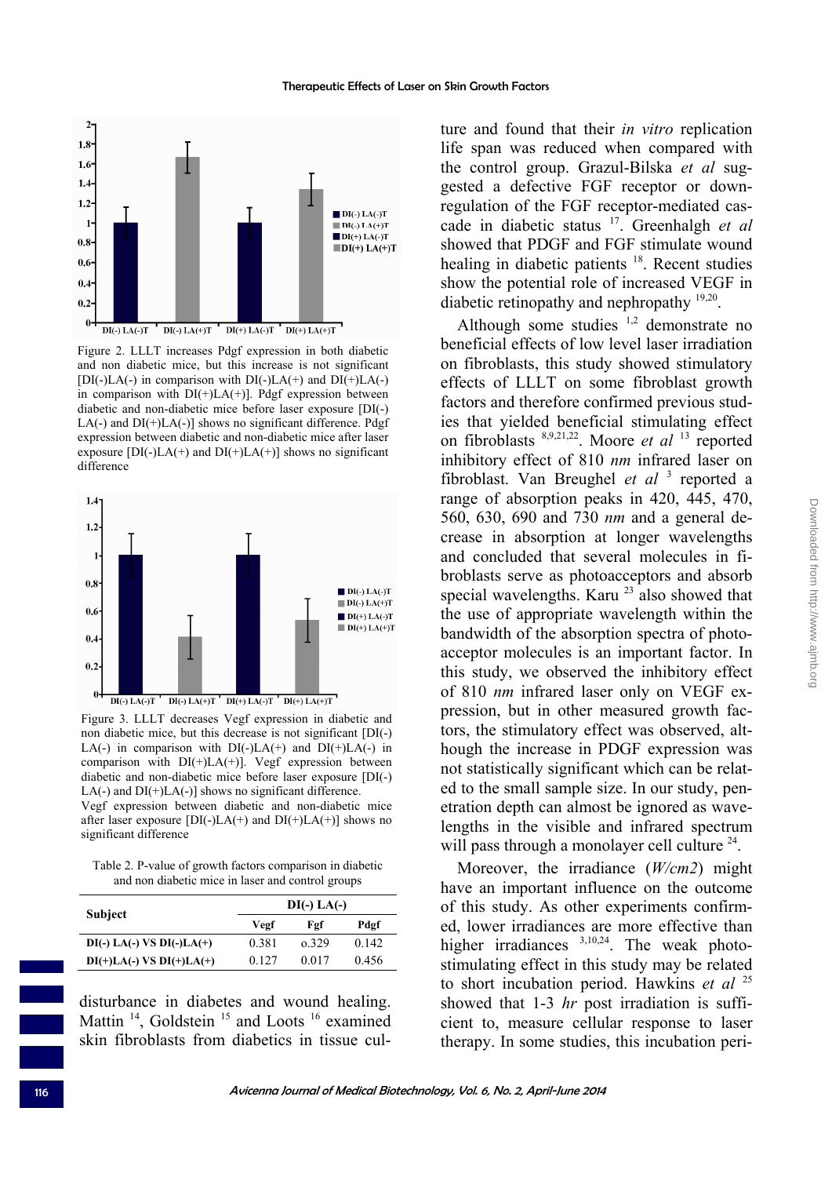Figure 2. LLLT increases Pdgf expression in both diabetic and non diabetic mice, but this increase is not significant [DI(-)LA(-) in comparison with DI(-)LA(+) and DI(+)LA(-) in comparison with DI(+)LA(+)]. Pdgf expression between diabetic and non-diabetic mice before laser exposure [DI(-) LA(-) and DI(+)LA(-)] shows no significant difference. Pdgf expression between diabetic and non-diabetic mice after laser exposure [DI(-)LA(+) and DI(+)LA(+)] shows no significant difference

Figure 3. LLLT decreases Vegf expression in diabetic and non diabetic mice, but this decrease is not significant [DI(-) LA(-) in comparison with DI(-)LA(+) and DI(+)LA(-) in comparison with DI(+)LA(+)]. Vegf expression between diabetic and non-diabetic mice before laser exposure [DI(-) LA(-) and DI(+)LA(-)] shows no significant difference.
Vegf expression between diabetic and non-diabetic mice after laser exposure [DI(-)LA(+) and DI(+)LA(+)] shows no significant difference

Table 2. P-value of growth factors comparison in diabetic and non diabetic mice in laser and control groups

| Subject | DI(-) LA(-) | | |
|---|---|---|---|
| | Vegf | Fgf | Pdgf |
| DI(-) LA(-) VS DI(-)LA(+) | 0.381 | o.329 | 0.142 |
| DI(+)LA(-) VS DI(+)LA(+) | 0.127 | 0.017 | 0.456 |

disturbance in diabetes and wound healing. Mattin [14], Goldstein [15] and Loots [16] examined skin fibroblasts from diabetics in tissue culture and found that their *in vitro* replication life span was reduced when compared with the control group. Grazul-Bilska *et al* suggested a defective FGF receptor or down-regulation of the FGF receptor-mediated cascade in diabetic status [17]. Greenhalgh *et al* showed that PDGF and FGF stimulate wound healing in diabetic patients [18]. Recent studies show the potential role of increased VEGF in diabetic retinopathy and nephropathy [19,20].

Although some studies [1,2] demonstrate no beneficial effects of low level laser irradiation on fibroblasts, this study showed stimulatory effects of LLLT on some fibroblast growth factors and therefore confirmed previous studies that yielded beneficial stimulating effect on fibroblasts [8,9,21,22]. Moore *et al* [13] reported inhibitory effect of 810 *nm* infrared laser on fibroblast. Van Breughel *et al* [3] reported a range of absorption peaks in 420, 445, 470, 560, 630, 690 and 730 *nm* and a general decrease in absorption at longer wavelengths and concluded that several molecules in fibroblasts serve as photoacceptors and absorb special wavelengths. Karu [23] also showed that the use of appropriate wavelength within the bandwidth of the absorption spectra of photoacceptor molecules is an important factor. In this study, we observed the inhibitory effect of 810 *nm* infrared laser only on VEGF expression, but in other measured growth factors, the stimulatory effect was observed, although the increase in PDGF expression was not statistically significant which can be related to the small sample size. In our study, penetration depth can almost be ignored as wavelengths in the visible and infrared spectrum will pass through a monolayer cell culture [24].

Moreover, the irradiance (*W/cm2*) might have an important influence on the outcome of this study. As other experiments confirmed, lower irradiances are more effective than higher irradiances [3,10,24]. The weak photostimulating effect in this study may be related to short incubation period. Hawkins *et al* [25] showed that 1-3 *hr* post irradiation is sufficient to, measure cellular response to laser therapy. In some studies, this incubation peri-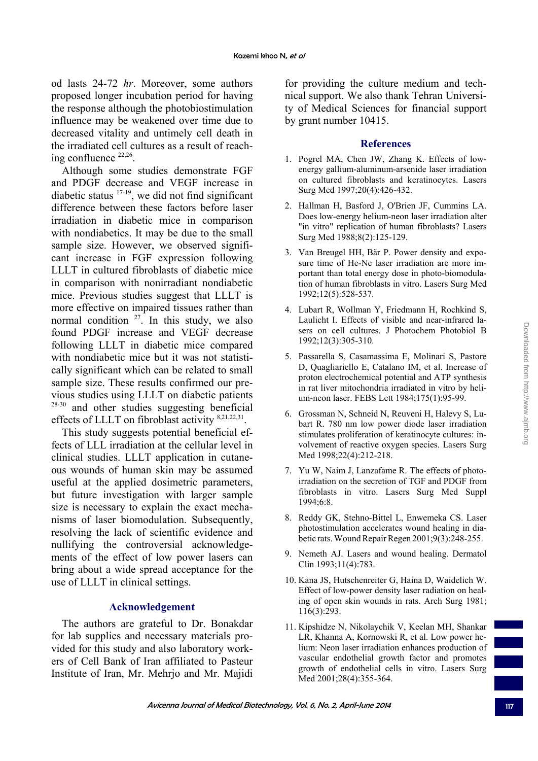od lasts 24-72 *hr*. Moreover, some authors proposed longer incubation period for having the response although the photobiostimulation influence may be weakened over time due to decreased vitality and untimely cell death in the irradiated cell cultures as a result of reaching confluence [22,26].

Although some studies demonstrate FGF and PDGF decrease and VEGF increase in diabetic status [17-19], we did not find significant difference between these factors before laser irradiation in diabetic mice in comparison with nondiabetics. It may be due to the small sample size. However, we observed significant increase in FGF expression following LLLT in cultured fibroblasts of diabetic mice in comparison with nonirradiant nondiabetic mice. Previous studies suggest that LLLT is more effective on impaired tissues rather than normal condition [27]. In this study, we also found PDGF increase and VEGF decrease following LLLT in diabetic mice compared with nondiabetic mice but it was not statistically significant which can be related to small sample size. These results confirmed our previous studies using LLLT on diabetic patients [28-30] and other studies suggesting beneficial effects of LLLT on fibroblast activity [8,21,22,31].

This study suggests potential beneficial effects of LLL irradiation at the cellular level in clinical studies. LLLT application in cutaneous wounds of human skin may be assumed useful at the applied dosimetric parameters, but future investigation with larger sample size is necessary to explain the exact mechanisms of laser biomodulation. Subsequently, resolving the lack of scientific evidence and nullifying the controversial acknowledgements of the effect of low power lasers can bring about a wide spread acceptance for the use of LLLT in clinical settings.

## Acknowledgement

The authors are grateful to Dr. Bonakdar for lab supplies and necessary materials provided for this study and also laboratory workers of Cell Bank of Iran affiliated to Pasteur Institute of Iran, Mr. Mehrjo and Mr. Majidi for providing the culture medium and technical support. We also thank Tehran University of Medical Sciences for financial support by grant number 10415.

## References

1. Pogrel MA, Chen JW, Zhang K. Effects of low-energy gallium-aluminum-arsenide laser irradiation on cultured fibroblasts and keratinocytes. Lasers Surg Med 1997;20(4):426-432.
2. Hallman H, Basford J, O'Brien JF, Cummins LA. Does low-energy helium-neon laser irradiation alter "in vitro" replication of human fibroblasts? Lasers Surg Med 1988;8(2):125-129.
3. Van Breugel HH, Bär P. Power density and exposure time of He-Ne laser irradiation are more important than total energy dose in photo-biomodulation of human fibroblasts in vitro. Lasers Surg Med 1992;12(5):528-537.
4. Lubart R, Wollman Y, Friedmann H, Rochkind S, Laulicht I. Effects of visible and near-infrared lasers on cell cultures. J Photochem Photobiol B 1992;12(3):305-310.
5. Passarella S, Casamassima E, Molinari S, Pastore D, Quagliariello E, Catalano IM, et al. Increase of proton electrochemical potential and ATP synthesis in rat liver mitochondria irradiated in vitro by helium-neon laser. FEBS Lett 1984;175(1):95-99.
6. Grossman N, Schneid N, Reuveni H, Halevy S, Lubart R. 780 nm low power diode laser irradiation stimulates proliferation of keratinocyte cultures: involvement of reactive oxygen species. Lasers Surg Med 1998;22(4):212-218.
7. Yu W, Naim J, Lanzafame R. The effects of photo-irradiation on the secretion of TGF and PDGF from fibroblasts in vitro. Lasers Surg Med Suppl 1994;6:8.
8. Reddy GK, Stehno-Bittel L, Enwemeka CS. Laser photostimulation accelerates wound healing in diabetic rats. Wound Repair Regen 2001;9(3):248-255.
9. Nemeth AJ. Lasers and wound healing. Dermatol Clin 1993;11(4):783.
10. Kana JS, Hutschenreiter G, Haina D, Waidelich W. Effect of low-power density laser radiation on healing of open skin wounds in rats. Arch Surg 1981; 116(3):293.
11. Kipshidze N, Nikolaychik V, Keelan MH, Shankar LR, Khanna A, Kornowski R, et al. Low power helium: Neon laser irradiation enhances production of vascular endothelial growth factor and promotes growth of endothelial cells in vitro. Lasers Surg Med 2001;28(4):355-364.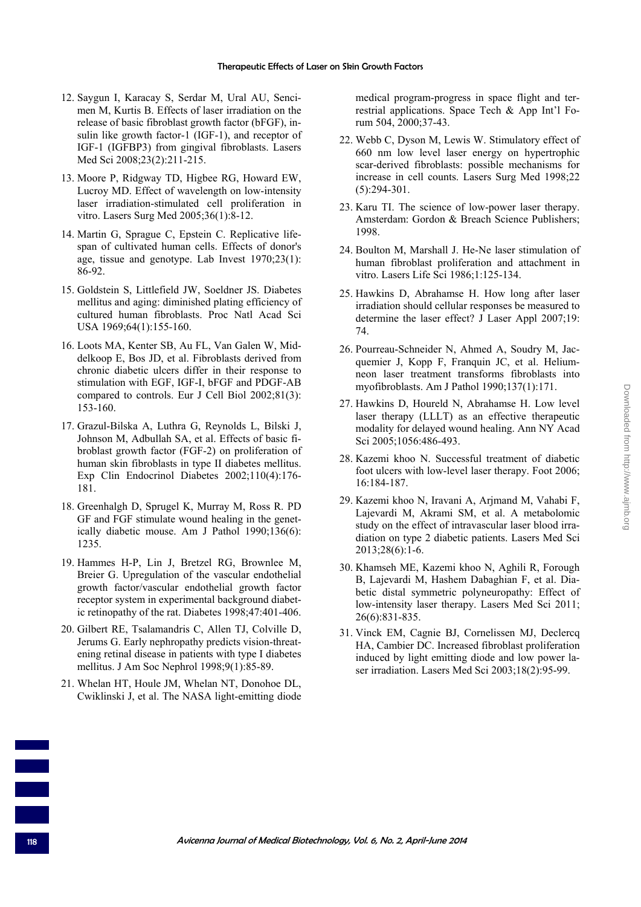12. Saygun I, Karacay S, Serdar M, Ural AU, Sencimen M, Kurtis B. Effects of laser irradiation on the release of basic fibroblast growth factor (bFGF), insulin like growth factor-1 (IGF-1), and receptor of IGF-1 (IGFBP3) from gingival fibroblasts. Lasers Med Sci 2008;23(2):211-215.

13. Moore P, Ridgway TD, Higbee RG, Howard EW, Lucroy MD. Effect of wavelength on low-intensity laser irradiation-stimulated cell proliferation in vitro. Lasers Surg Med 2005;36(1):8-12.

14. Martin G, Sprague C, Epstein C. Replicative lifespan of cultivated human cells. Effects of donor's age, tissue and genotype. Lab Invest 1970;23(1): 86-92.

15. Goldstein S, Littlefield JW, Soeldner JS. Diabetes mellitus and aging: diminished plating efficiency of cultured human fibroblasts. Proc Natl Acad Sci USA 1969;64(1):155-160.

16. Loots MA, Kenter SB, Au FL, Van Galen W, Middelkoop E, Bos JD, et al. Fibroblasts derived from chronic diabetic ulcers differ in their response to stimulation with EGF, IGF-I, bFGF and PDGF-AB compared to controls. Eur J Cell Biol 2002;81(3): 153-160.

17. Grazul-Bilska A, Luthra G, Reynolds L, Bilski J, Johnson M, Adbullah SA, et al. Effects of basic fibroblast growth factor (FGF-2) on proliferation of human skin fibroblasts in type II diabetes mellitus. Exp Clin Endocrinol Diabetes 2002;110(4):176-181.

18. Greenhalgh D, Sprugel K, Murray M, Ross R. PD GF and FGF stimulate wound healing in the genetically diabetic mouse. Am J Pathol 1990;136(6): 1235.

19. Hammes H-P, Lin J, Bretzel RG, Brownlee M, Breier G. Upregulation of the vascular endothelial growth factor/vascular endothelial growth factor receptor system in experimental background diabetic retinopathy of the rat. Diabetes 1998;47:401-406.

20. Gilbert RE, Tsalamandris C, Allen TJ, Colville D, Jerums G. Early nephropathy predicts vision-threatening retinal disease in patients with type I diabetes mellitus. J Am Soc Nephrol 1998;9(1):85-89.

21. Whelan HT, Houle JM, Whelan NT, Donohoe DL, Cwiklinski J, et al. The NASA light-emitting diode medical program-progress in space flight and terrestrial applications. Space Tech & App Int'l Forum 504, 2000;37-43.

22. Webb C, Dyson M, Lewis W. Stimulatory effect of 660 nm low level laser energy on hypertrophic scar-derived fibroblasts: possible mechanisms for increase in cell counts. Lasers Surg Med 1998;22 (5):294-301.

23. Karu TI. The science of low-power laser therapy. Amsterdam: Gordon & Breach Science Publishers; 1998.

24. Boulton M, Marshall J. He-Ne laser stimulation of human fibroblast proliferation and attachment in vitro. Lasers Life Sci 1986;1:125-134.

25. Hawkins D, Abrahamse H. How long after laser irradiation should cellular responses be measured to determine the laser effect? J Laser Appl 2007;19: 74.

26. Pourreau-Schneider N, Ahmed A, Soudry M, Jacquemier J, Kopp F, Franquin JC, et al. Helium-neon laser treatment transforms fibroblasts into myofibroblasts. Am J Pathol 1990;137(1):171.

27. Hawkins D, Houreld N, Abrahamse H. Low level laser therapy (LLLT) as an effective therapeutic modality for delayed wound healing. Ann NY Acad Sci 2005;1056:486-493.

28. Kazemi khoo N. Successful treatment of diabetic foot ulcers with low-level laser therapy. Foot 2006; 16:184-187.

29. Kazemi khoo N, Iravani A, Arjmand M, Vahabi F, Lajevardi M, Akrami SM, et al. A metabolomic study on the effect of intravascular laser blood irradiation on type 2 diabetic patients. Lasers Med Sci 2013;28(6):1-6.

30. Khamseh ME, Kazemi khoo N, Aghili R, Forough B, Lajevardi M, Hashem Dabaghian F, et al. Diabetic distal symmetric polyneuropathy: Effect of low-intensity laser therapy. Lasers Med Sci 2011; 26(6):831-835.

31. Vinck EM, Cagnie BJ, Cornelissen MJ, Declercq HA, Cambier DC. Increased fibroblast proliferation induced by light emitting diode and low power laser irradiation. Lasers Med Sci 2003;18(2):95-99.